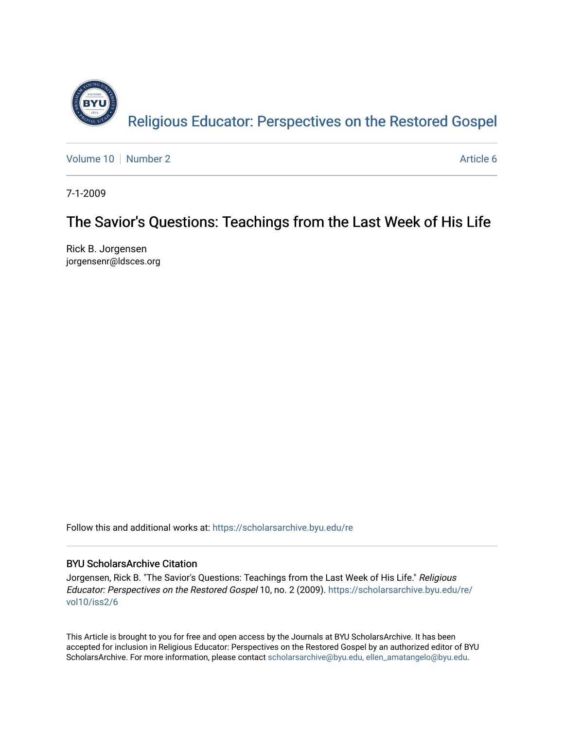Religious Educator: Perspectives on the Restored Gospel

Volume 10 | Number 2 | Article 6

7-1-2009

# The Savior's Questions: Teachings from the Last Week of His Life

Rick B. Jorgensen
jorgensenr@ldsces.org

Follow this and additional works at: https://scholarsarchive.byu.edu/re

## BYU ScholarsArchive Citation

Jorgensen, Rick B. "The Savior's Questions: Teachings from the Last Week of His Life." *Religious Educator: Perspectives on the Restored Gospel* 10, no. 2 (2009). https://scholarsarchive.byu.edu/re/vol10/iss2/6

This Article is brought to you for free and open access by the Journals at BYU ScholarsArchive. It has been accepted for inclusion in Religious Educator: Perspectives on the Restored Gospel by an authorized editor of BYU ScholarsArchive. For more information, please contact scholarsarchive@byu.edu, ellen_amatangelo@byu.edu.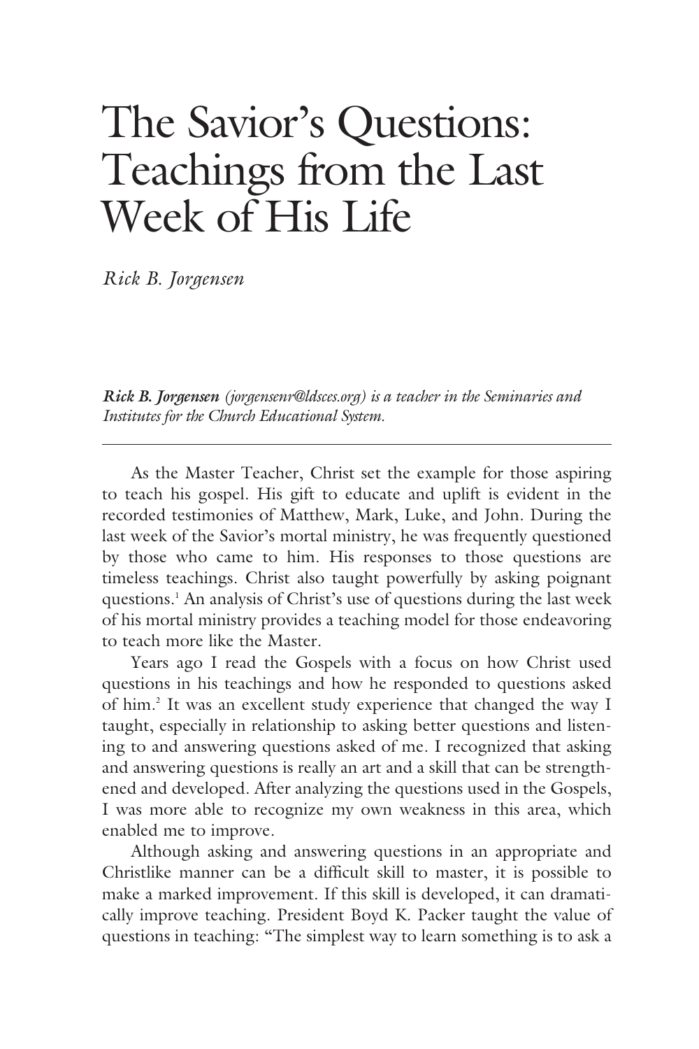# The Savior's Questions: Teachings from the Last Week of His Life

*Rick B. Jorgensen*

***Rick B. Jorgensen*** *(jorgensenr@ldsces.org) is a teacher in the Seminaries and Institutes for the Church Educational System.*

---

As the Master Teacher, Christ set the example for those aspiring to teach his gospel. His gift to educate and uplift is evident in the recorded testimonies of Matthew, Mark, Luke, and John. During the last week of the Savior's mortal ministry, he was frequently questioned by those who came to him. His responses to those questions are timeless teachings. Christ also taught powerfully by asking poignant questions.[1] An analysis of Christ's use of questions during the last week of his mortal ministry provides a teaching model for those endeavoring to teach more like the Master.

Years ago I read the Gospels with a focus on how Christ used questions in his teachings and how he responded to questions asked of him.[2] It was an excellent study experience that changed the way I taught, especially in relationship to asking better questions and listening to and answering questions asked of me. I recognized that asking and answering questions is really an art and a skill that can be strengthened and developed. After analyzing the questions used in the Gospels, I was more able to recognize my own weakness in this area, which enabled me to improve.

Although asking and answering questions in an appropriate and Christlike manner can be a difficult skill to master, it is possible to make a marked improvement. If this skill is developed, it can dramatically improve teaching. President Boyd K. Packer taught the value of questions in teaching: "The simplest way to learn something is to ask a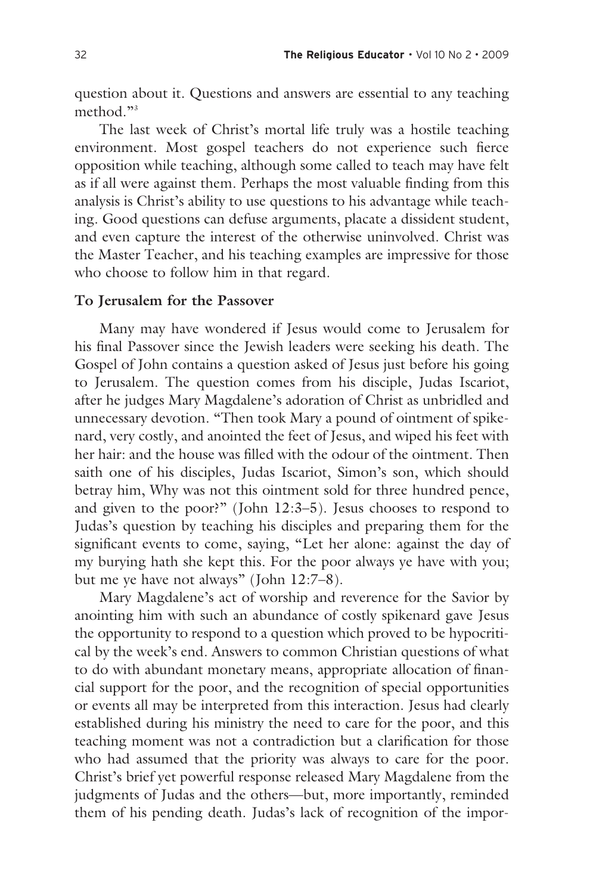question about it. Questions and answers are essential to any teaching method."[3]

The last week of Christ's mortal life truly was a hostile teaching environment. Most gospel teachers do not experience such fierce opposition while teaching, although some called to teach may have felt as if all were against them. Perhaps the most valuable finding from this analysis is Christ's ability to use questions to his advantage while teaching. Good questions can defuse arguments, placate a dissident student, and even capture the interest of the otherwise uninvolved. Christ was the Master Teacher, and his teaching examples are impressive for those who choose to follow him in that regard.

## To Jerusalem for the Passover

Many may have wondered if Jesus would come to Jerusalem for his final Passover since the Jewish leaders were seeking his death. The Gospel of John contains a question asked of Jesus just before his going to Jerusalem. The question comes from his disciple, Judas Iscariot, after he judges Mary Magdalene's adoration of Christ as unbridled and unnecessary devotion. "Then took Mary a pound of ointment of spikenard, very costly, and anointed the feet of Jesus, and wiped his feet with her hair: and the house was filled with the odour of the ointment. Then saith one of his disciples, Judas Iscariot, Simon's son, which should betray him, Why was not this ointment sold for three hundred pence, and given to the poor?" (John 12:3–5). Jesus chooses to respond to Judas's question by teaching his disciples and preparing them for the significant events to come, saying, "Let her alone: against the day of my burying hath she kept this. For the poor always ye have with you; but me ye have not always" (John 12:7–8).

Mary Magdalene's act of worship and reverence for the Savior by anointing him with such an abundance of costly spikenard gave Jesus the opportunity to respond to a question which proved to be hypocritical by the week's end. Answers to common Christian questions of what to do with abundant monetary means, appropriate allocation of financial support for the poor, and the recognition of special opportunities or events all may be interpreted from this interaction. Jesus had clearly established during his ministry the need to care for the poor, and this teaching moment was not a contradiction but a clarification for those who had assumed that the priority was always to care for the poor. Christ's brief yet powerful response released Mary Magdalene from the judgments of Judas and the others—but, more importantly, reminded them of his pending death. Judas's lack of recognition of the impor-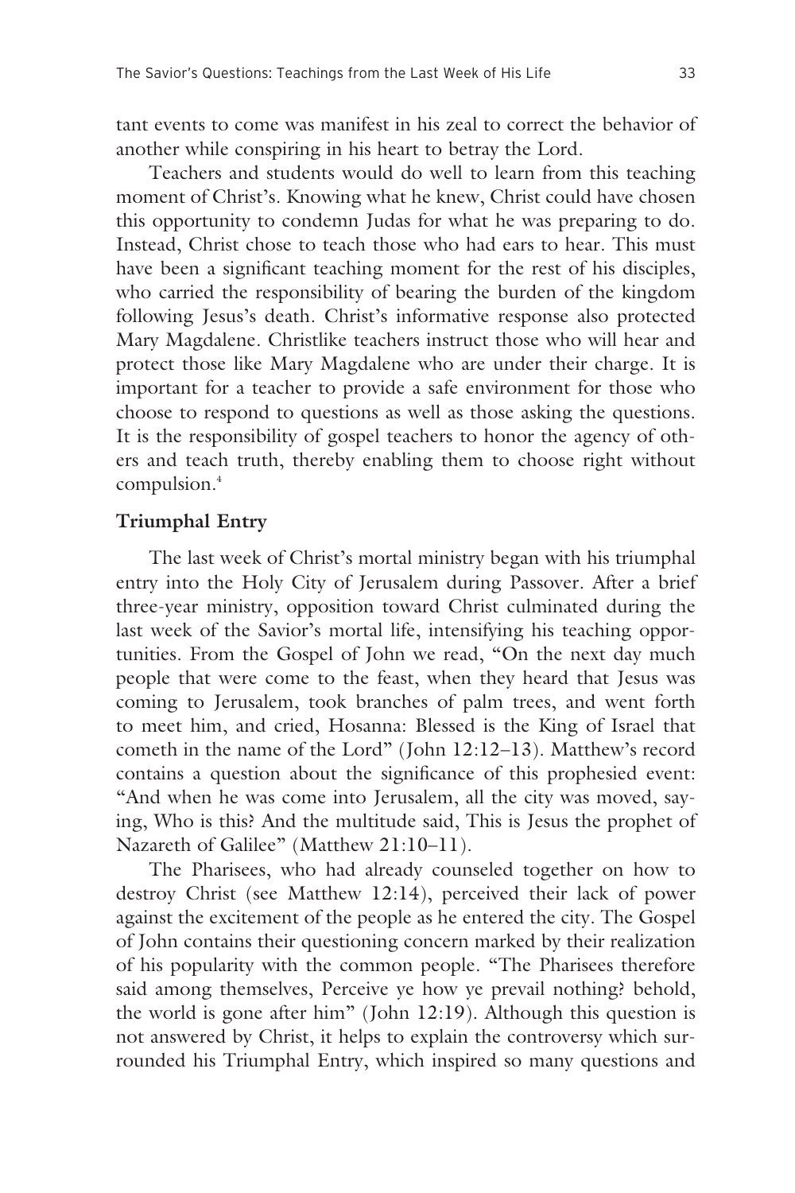tant events to come was manifest in his zeal to correct the behavior of another while conspiring in his heart to betray the Lord.

Teachers and students would do well to learn from this teaching moment of Christ's. Knowing what he knew, Christ could have chosen this opportunity to condemn Judas for what he was preparing to do. Instead, Christ chose to teach those who had ears to hear. This must have been a significant teaching moment for the rest of his disciples, who carried the responsibility of bearing the burden of the kingdom following Jesus's death. Christ's informative response also protected Mary Magdalene. Christlike teachers instruct those who will hear and protect those like Mary Magdalene who are under their charge. It is important for a teacher to provide a safe environment for those who choose to respond to questions as well as those asking the questions. It is the responsibility of gospel teachers to honor the agency of others and teach truth, thereby enabling them to choose right without compulsion.[4]

### Triumphal Entry

The last week of Christ's mortal ministry began with his triumphal entry into the Holy City of Jerusalem during Passover. After a brief three-year ministry, opposition toward Christ culminated during the last week of the Savior's mortal life, intensifying his teaching opportunities. From the Gospel of John we read, "On the next day much people that were come to the feast, when they heard that Jesus was coming to Jerusalem, took branches of palm trees, and went forth to meet him, and cried, Hosanna: Blessed is the King of Israel that cometh in the name of the Lord" (John 12:12–13). Matthew's record contains a question about the significance of this prophesied event: "And when he was come into Jerusalem, all the city was moved, saying, Who is this? And the multitude said, This is Jesus the prophet of Nazareth of Galilee" (Matthew 21:10–11).

The Pharisees, who had already counseled together on how to destroy Christ (see Matthew 12:14), perceived their lack of power against the excitement of the people as he entered the city. The Gospel of John contains their questioning concern marked by their realization of his popularity with the common people. "The Pharisees therefore said among themselves, Perceive ye how ye prevail nothing? behold, the world is gone after him" (John 12:19). Although this question is not answered by Christ, it helps to explain the controversy which surrounded his Triumphal Entry, which inspired so many questions and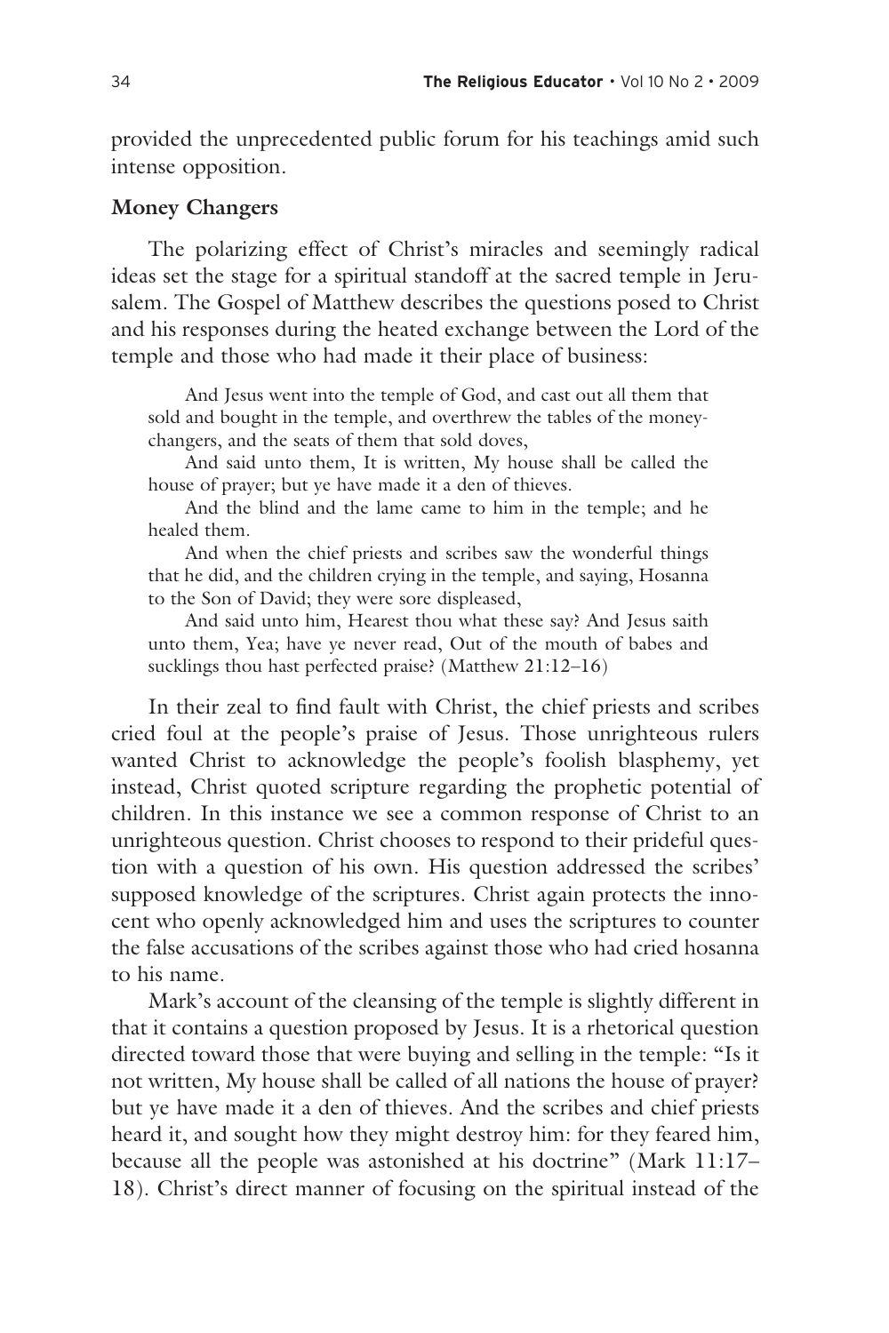provided the unprecedented public forum for his teachings amid such intense opposition.

### Money Changers

The polarizing effect of Christ's miracles and seemingly radical ideas set the stage for a spiritual standoff at the sacred temple in Jerusalem. The Gospel of Matthew describes the questions posed to Christ and his responses during the heated exchange between the Lord of the temple and those who had made it their place of business:

> And Jesus went into the temple of God, and cast out all them that sold and bought in the temple, and overthrew the tables of the moneychangers, and the seats of them that sold doves,
>
> And said unto them, It is written, My house shall be called the house of prayer; but ye have made it a den of thieves.
>
> And the blind and the lame came to him in the temple; and he healed them.
>
> And when the chief priests and scribes saw the wonderful things that he did, and the children crying in the temple, and saying, Hosanna to the Son of David; they were sore displeased,
>
> And said unto him, Hearest thou what these say? And Jesus saith unto them, Yea; have ye never read, Out of the mouth of babes and sucklings thou hast perfected praise? (Matthew 21:12–16)

In their zeal to find fault with Christ, the chief priests and scribes cried foul at the people's praise of Jesus. Those unrighteous rulers wanted Christ to acknowledge the people's foolish blasphemy, yet instead, Christ quoted scripture regarding the prophetic potential of children. In this instance we see a common response of Christ to an unrighteous question. Christ chooses to respond to their prideful question with a question of his own. His question addressed the scribes' supposed knowledge of the scriptures. Christ again protects the innocent who openly acknowledged him and uses the scriptures to counter the false accusations of the scribes against those who had cried hosanna to his name.

Mark's account of the cleansing of the temple is slightly different in that it contains a question proposed by Jesus. It is a rhetorical question directed toward those that were buying and selling in the temple: "Is it not written, My house shall be called of all nations the house of prayer? but ye have made it a den of thieves. And the scribes and chief priests heard it, and sought how they might destroy him: for they feared him, because all the people was astonished at his doctrine" (Mark 11:17–18). Christ's direct manner of focusing on the spiritual instead of the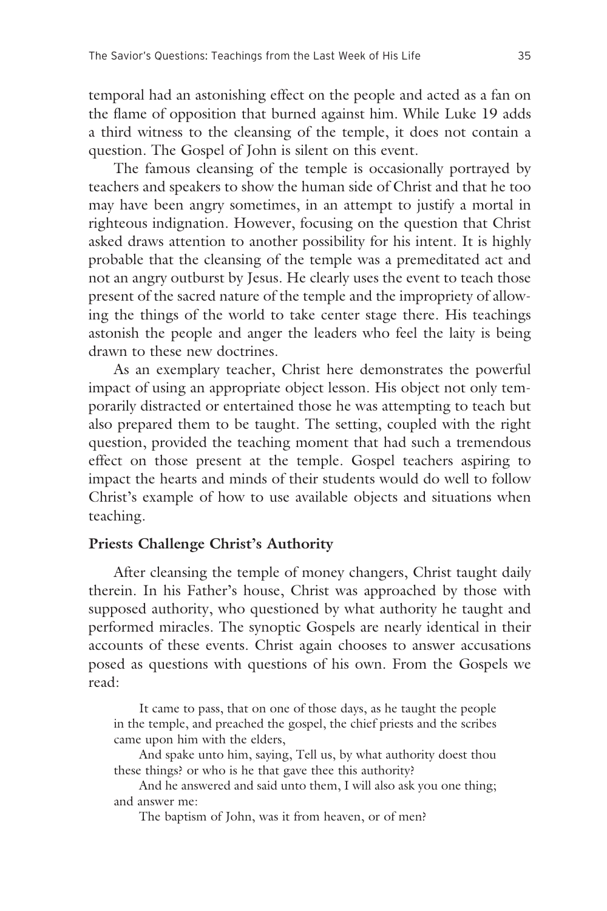temporal had an astonishing effect on the people and acted as a fan on the flame of opposition that burned against him. While Luke 19 adds a third witness to the cleansing of the temple, it does not contain a question. The Gospel of John is silent on this event.

The famous cleansing of the temple is occasionally portrayed by teachers and speakers to show the human side of Christ and that he too may have been angry sometimes, in an attempt to justify a mortal in righteous indignation. However, focusing on the question that Christ asked draws attention to another possibility for his intent. It is highly probable that the cleansing of the temple was a premeditated act and not an angry outburst by Jesus. He clearly uses the event to teach those present of the sacred nature of the temple and the impropriety of allowing the things of the world to take center stage there. His teachings astonish the people and anger the leaders who feel the laity is being drawn to these new doctrines.

As an exemplary teacher, Christ here demonstrates the powerful impact of using an appropriate object lesson. His object not only temporarily distracted or entertained those he was attempting to teach but also prepared them to be taught. The setting, coupled with the right question, provided the teaching moment that had such a tremendous effect on those present at the temple. Gospel teachers aspiring to impact the hearts and minds of their students would do well to follow Christ's example of how to use available objects and situations when teaching.

## Priests Challenge Christ's Authority

After cleansing the temple of money changers, Christ taught daily therein. In his Father's house, Christ was approached by those with supposed authority, who questioned by what authority he taught and performed miracles. The synoptic Gospels are nearly identical in their accounts of these events. Christ again chooses to answer accusations posed as questions with questions of his own. From the Gospels we read:

> It came to pass, that on one of those days, as he taught the people in the temple, and preached the gospel, the chief priests and the scribes came upon him with the elders,
>
> And spake unto him, saying, Tell us, by what authority doest thou these things? or who is he that gave thee this authority?
>
> And he answered and said unto them, I will also ask you one thing; and answer me:
>
> The baptism of John, was it from heaven, or of men?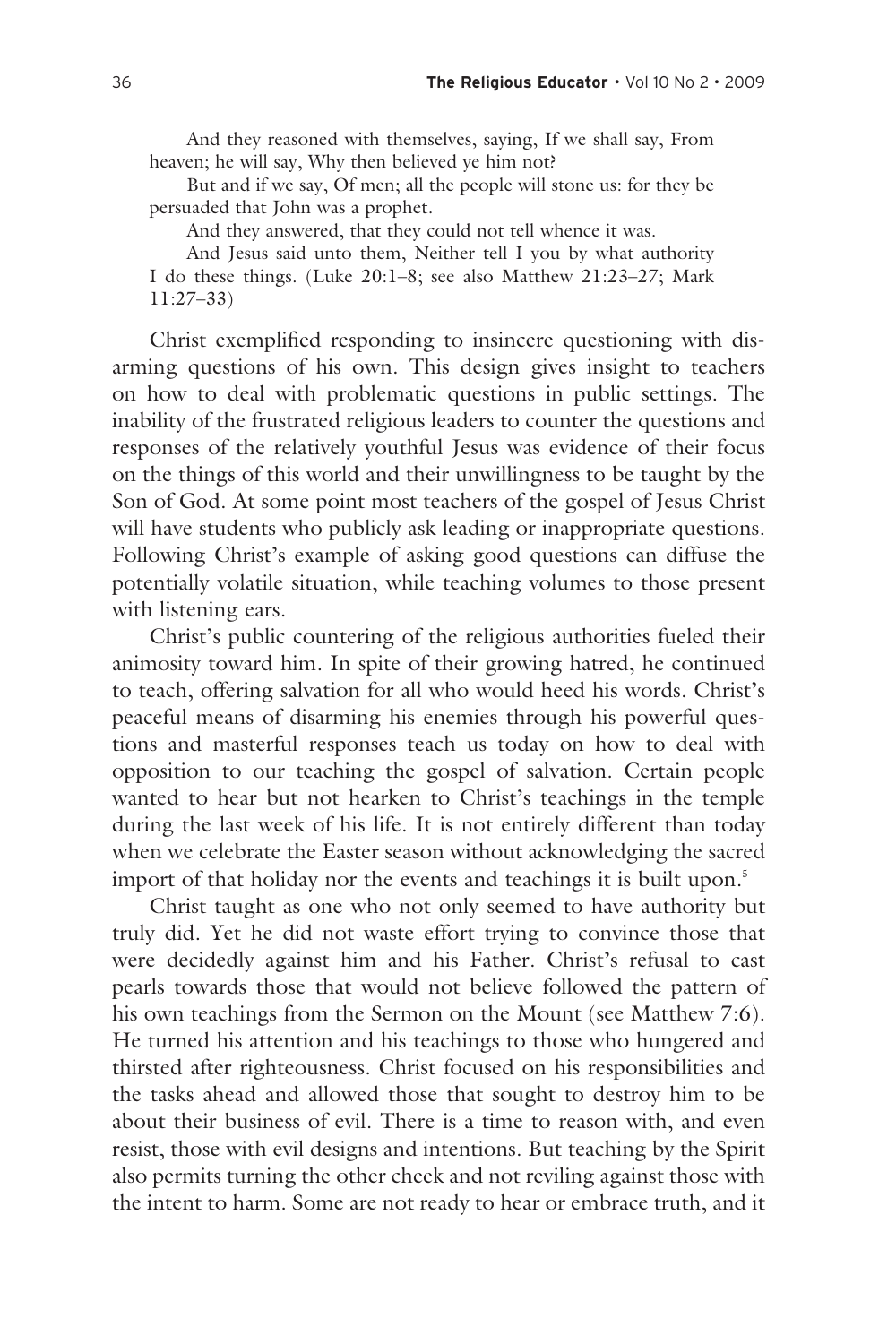> And they reasoned with themselves, saying, If we shall say, From heaven; he will say, Why then believed ye him not?
>
> But and if we say, Of men; all the people will stone us: for they be persuaded that John was a prophet.
>
> And they answered, that they could not tell whence it was.
>
> And Jesus said unto them, Neither tell I you by what authority I do these things. (Luke 20:1–8; see also Matthew 21:23–27; Mark 11:27–33)

Christ exemplified responding to insincere questioning with disarming questions of his own. This design gives insight to teachers on how to deal with problematic questions in public settings. The inability of the frustrated religious leaders to counter the questions and responses of the relatively youthful Jesus was evidence of their focus on the things of this world and their unwillingness to be taught by the Son of God. At some point most teachers of the gospel of Jesus Christ will have students who publicly ask leading or inappropriate questions. Following Christ's example of asking good questions can diffuse the potentially volatile situation, while teaching volumes to those present with listening ears.

Christ's public countering of the religious authorities fueled their animosity toward him. In spite of their growing hatred, he continued to teach, offering salvation for all who would heed his words. Christ's peaceful means of disarming his enemies through his powerful questions and masterful responses teach us today on how to deal with opposition to our teaching the gospel of salvation. Certain people wanted to hear but not hearken to Christ's teachings in the temple during the last week of his life. It is not entirely different than today when we celebrate the Easter season without acknowledging the sacred import of that holiday nor the events and teachings it is built upon.[5]

Christ taught as one who not only seemed to have authority but truly did. Yet he did not waste effort trying to convince those that were decidedly against him and his Father. Christ's refusal to cast pearls towards those that would not believe followed the pattern of his own teachings from the Sermon on the Mount (see Matthew 7:6). He turned his attention and his teachings to those who hungered and thirsted after righteousness. Christ focused on his responsibilities and the tasks ahead and allowed those that sought to destroy him to be about their business of evil. There is a time to reason with, and even resist, those with evil designs and intentions. But teaching by the Spirit also permits turning the other cheek and not reviling against those with the intent to harm. Some are not ready to hear or embrace truth, and it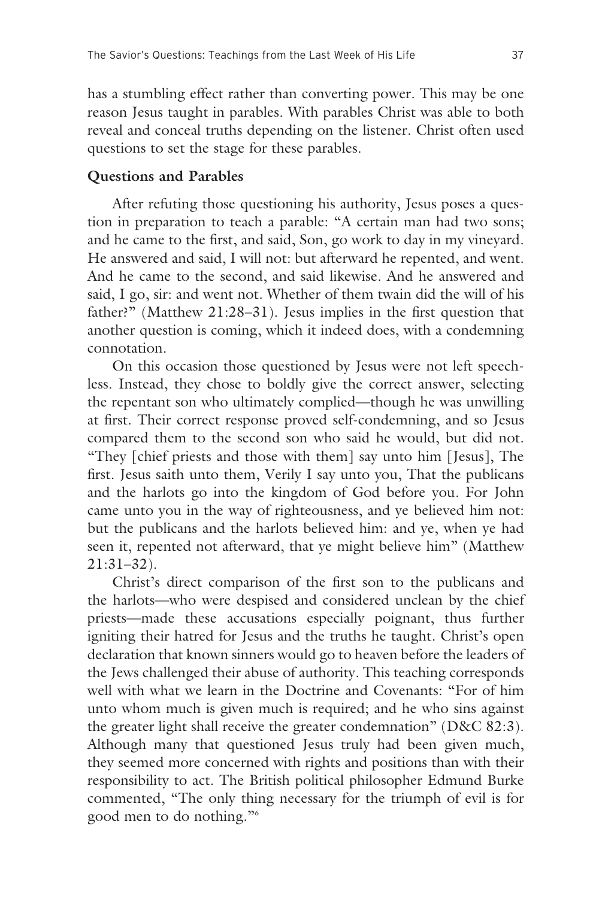has a stumbling effect rather than converting power. This may be one reason Jesus taught in parables. With parables Christ was able to both reveal and conceal truths depending on the listener. Christ often used questions to set the stage for these parables.

**Questions and Parables**

After refuting those questioning his authority, Jesus poses a question in preparation to teach a parable: "A certain man had two sons; and he came to the first, and said, Son, go work to day in my vineyard. He answered and said, I will not: but afterward he repented, and went. And he came to the second, and said likewise. And he answered and said, I go, sir: and went not. Whether of them twain did the will of his father?" (Matthew 21:28–31). Jesus implies in the first question that another question is coming, which it indeed does, with a condemning connotation.

On this occasion those questioned by Jesus were not left speechless. Instead, they chose to boldly give the correct answer, selecting the repentant son who ultimately complied—though he was unwilling at first. Their correct response proved self-condemning, and so Jesus compared them to the second son who said he would, but did not. "They [chief priests and those with them] say unto him [Jesus], The first. Jesus saith unto them, Verily I say unto you, That the publicans and the harlots go into the kingdom of God before you. For John came unto you in the way of righteousness, and ye believed him not: but the publicans and the harlots believed him: and ye, when ye had seen it, repented not afterward, that ye might believe him" (Matthew 21:31–32).

Christ's direct comparison of the first son to the publicans and the harlots—who were despised and considered unclean by the chief priests—made these accusations especially poignant, thus further igniting their hatred for Jesus and the truths he taught. Christ's open declaration that known sinners would go to heaven before the leaders of the Jews challenged their abuse of authority. This teaching corresponds well with what we learn in the Doctrine and Covenants: "For of him unto whom much is given much is required; and he who sins against the greater light shall receive the greater condemnation" (D&C 82:3). Although many that questioned Jesus truly had been given much, they seemed more concerned with rights and positions than with their responsibility to act. The British political philosopher Edmund Burke commented, "The only thing necessary for the triumph of evil is for good men to do nothing."[6]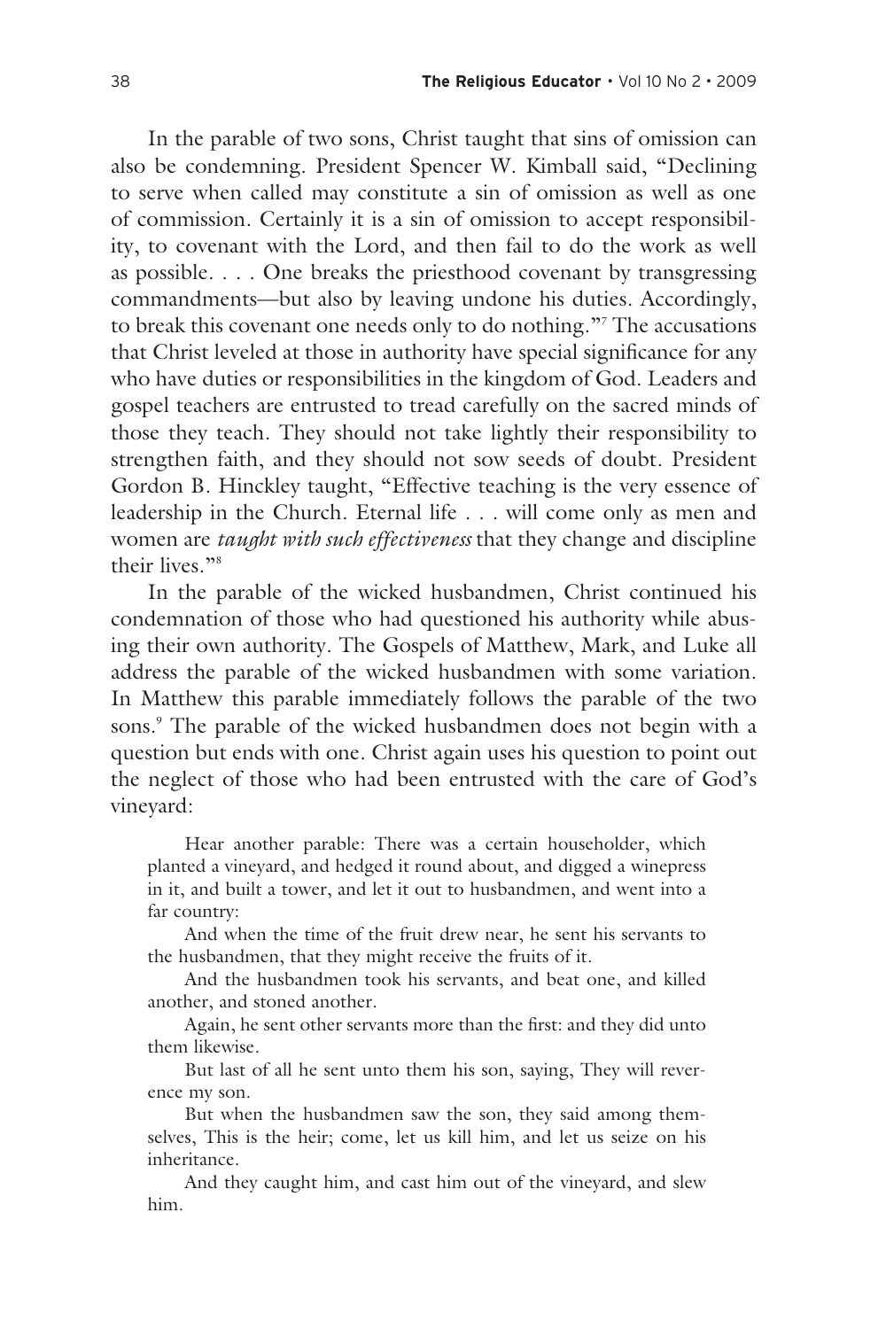In the parable of two sons, Christ taught that sins of omission can also be condemning. President Spencer W. Kimball said, "Declining to serve when called may constitute a sin of omission as well as one of commission. Certainly it is a sin of omission to accept responsibility, to covenant with the Lord, and then fail to do the work as well as possible. . . . One breaks the priesthood covenant by transgressing commandments—but also by leaving undone his duties. Accordingly, to break this covenant one needs only to do nothing."[7] The accusations that Christ leveled at those in authority have special significance for any who have duties or responsibilities in the kingdom of God. Leaders and gospel teachers are entrusted to tread carefully on the sacred minds of those they teach. They should not take lightly their responsibility to strengthen faith, and they should not sow seeds of doubt. President Gordon B. Hinckley taught, "Effective teaching is the very essence of leadership in the Church. Eternal life . . . will come only as men and women are *taught with such effectiveness* that they change and discipline their lives."[8]

In the parable of the wicked husbandmen, Christ continued his condemnation of those who had questioned his authority while abusing their own authority. The Gospels of Matthew, Mark, and Luke all address the parable of the wicked husbandmen with some variation. In Matthew this parable immediately follows the parable of the two sons.[9] The parable of the wicked husbandmen does not begin with a question but ends with one. Christ again uses his question to point out the neglect of those who had been entrusted with the care of God's vineyard:

> Hear another parable: There was a certain householder, which planted a vineyard, and hedged it round about, and digged a winepress in it, and built a tower, and let it out to husbandmen, and went into a far country:
>
> And when the time of the fruit drew near, he sent his servants to the husbandmen, that they might receive the fruits of it.
>
> And the husbandmen took his servants, and beat one, and killed another, and stoned another.
>
> Again, he sent other servants more than the first: and they did unto them likewise.
>
> But last of all he sent unto them his son, saying, They will reverence my son.
>
> But when the husbandmen saw the son, they said among themselves, This is the heir; come, let us kill him, and let us seize on his inheritance.
>
> And they caught him, and cast him out of the vineyard, and slew him.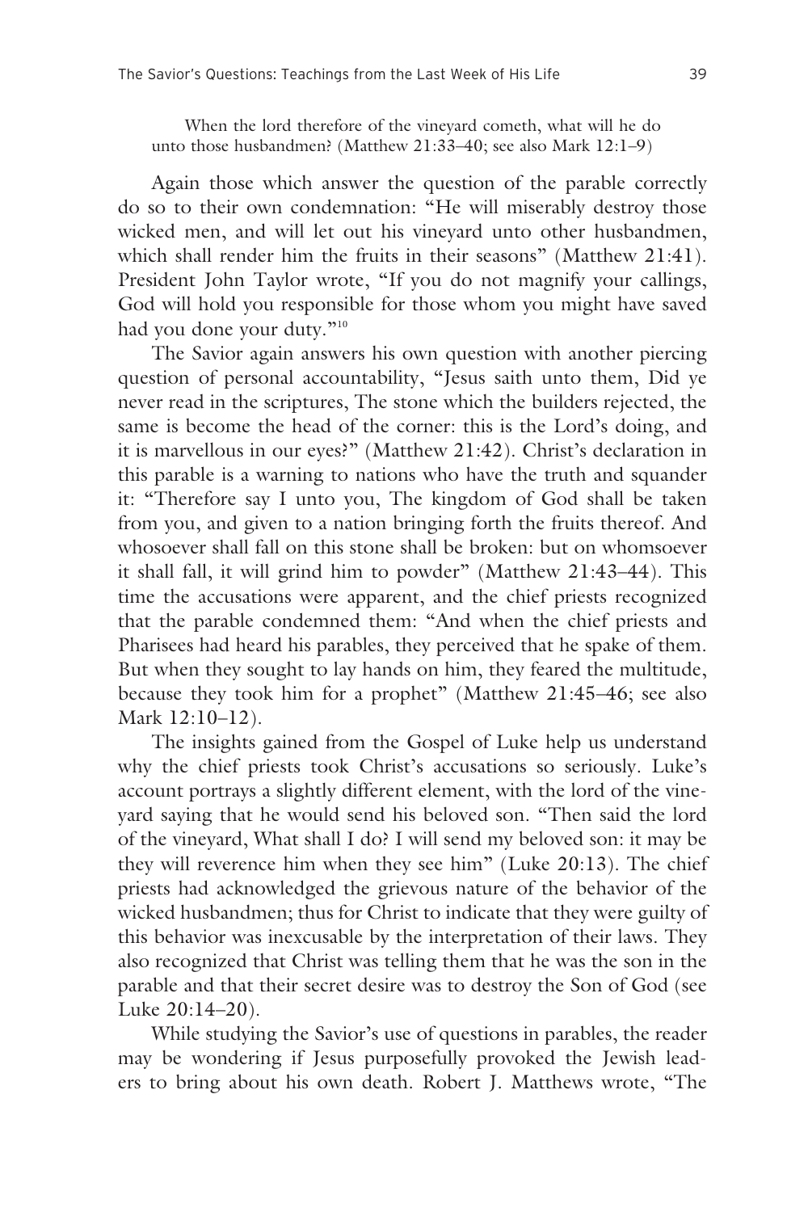> When the lord therefore of the vineyard cometh, what will he do unto those husbandmen? (Matthew 21:33–40; see also Mark 12:1–9)

Again those which answer the question of the parable correctly do so to their own condemnation: "He will miserably destroy those wicked men, and will let out his vineyard unto other husbandmen, which shall render him the fruits in their seasons" (Matthew 21:41). President John Taylor wrote, "If you do not magnify your callings, God will hold you responsible for those whom you might have saved had you done your duty."[10]

The Savior again answers his own question with another piercing question of personal accountability, "Jesus saith unto them, Did ye never read in the scriptures, The stone which the builders rejected, the same is become the head of the corner: this is the Lord's doing, and it is marvellous in our eyes?" (Matthew 21:42). Christ's declaration in this parable is a warning to nations who have the truth and squander it: "Therefore say I unto you, The kingdom of God shall be taken from you, and given to a nation bringing forth the fruits thereof. And whosoever shall fall on this stone shall be broken: but on whomsoever it shall fall, it will grind him to powder" (Matthew 21:43–44). This time the accusations were apparent, and the chief priests recognized that the parable condemned them: "And when the chief priests and Pharisees had heard his parables, they perceived that he spake of them. But when they sought to lay hands on him, they feared the multitude, because they took him for a prophet" (Matthew 21:45–46; see also Mark 12:10–12).

The insights gained from the Gospel of Luke help us understand why the chief priests took Christ's accusations so seriously. Luke's account portrays a slightly different element, with the lord of the vineyard saying that he would send his beloved son. "Then said the lord of the vineyard, What shall I do? I will send my beloved son: it may be they will reverence him when they see him" (Luke 20:13). The chief priests had acknowledged the grievous nature of the behavior of the wicked husbandmen; thus for Christ to indicate that they were guilty of this behavior was inexcusable by the interpretation of their laws. They also recognized that Christ was telling them that he was the son in the parable and that their secret desire was to destroy the Son of God (see Luke 20:14–20).

While studying the Savior's use of questions in parables, the reader may be wondering if Jesus purposefully provoked the Jewish leaders to bring about his own death. Robert J. Matthews wrote, "The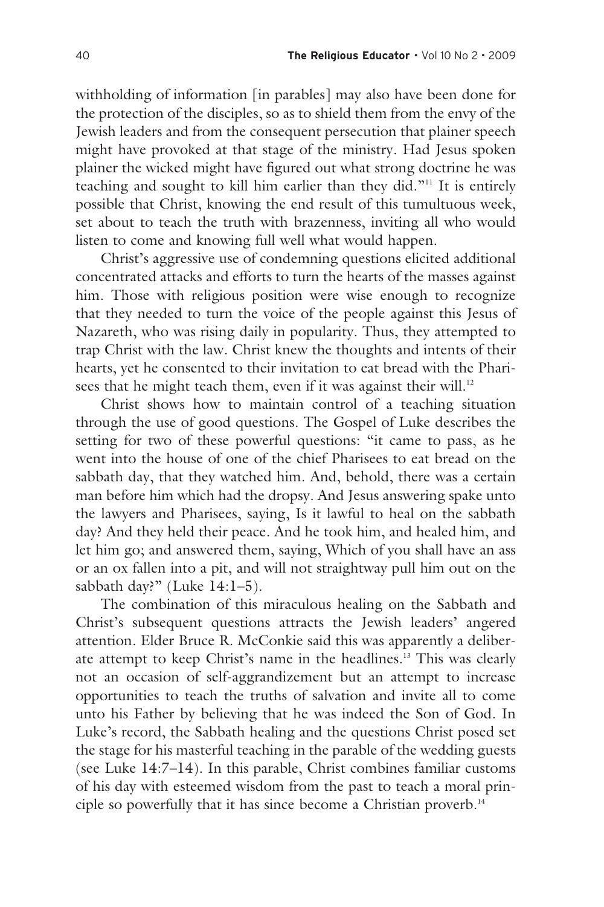withholding of information [in parables] may also have been done for the protection of the disciples, so as to shield them from the envy of the Jewish leaders and from the consequent persecution that plainer speech might have provoked at that stage of the ministry. Had Jesus spoken plainer the wicked might have figured out what strong doctrine he was teaching and sought to kill him earlier than they did."[11] It is entirely possible that Christ, knowing the end result of this tumultuous week, set about to teach the truth with brazenness, inviting all who would listen to come and knowing full well what would happen.

Christ's aggressive use of condemning questions elicited additional concentrated attacks and efforts to turn the hearts of the masses against him. Those with religious position were wise enough to recognize that they needed to turn the voice of the people against this Jesus of Nazareth, who was rising daily in popularity. Thus, they attempted to trap Christ with the law. Christ knew the thoughts and intents of their hearts, yet he consented to their invitation to eat bread with the Pharisees that he might teach them, even if it was against their will.[12]

Christ shows how to maintain control of a teaching situation through the use of good questions. The Gospel of Luke describes the setting for two of these powerful questions: "it came to pass, as he went into the house of one of the chief Pharisees to eat bread on the sabbath day, that they watched him. And, behold, there was a certain man before him which had the dropsy. And Jesus answering spake unto the lawyers and Pharisees, saying, Is it lawful to heal on the sabbath day? And they held their peace. And he took him, and healed him, and let him go; and answered them, saying, Which of you shall have an ass or an ox fallen into a pit, and will not straightway pull him out on the sabbath day?" (Luke 14:1–5).

The combination of this miraculous healing on the Sabbath and Christ's subsequent questions attracts the Jewish leaders' angered attention. Elder Bruce R. McConkie said this was apparently a deliberate attempt to keep Christ's name in the headlines.[13] This was clearly not an occasion of self-aggrandizement but an attempt to increase opportunities to teach the truths of salvation and invite all to come unto his Father by believing that he was indeed the Son of God. In Luke's record, the Sabbath healing and the questions Christ posed set the stage for his masterful teaching in the parable of the wedding guests (see Luke 14:7–14). In this parable, Christ combines familiar customs of his day with esteemed wisdom from the past to teach a moral principle so powerfully that it has since become a Christian proverb.[14]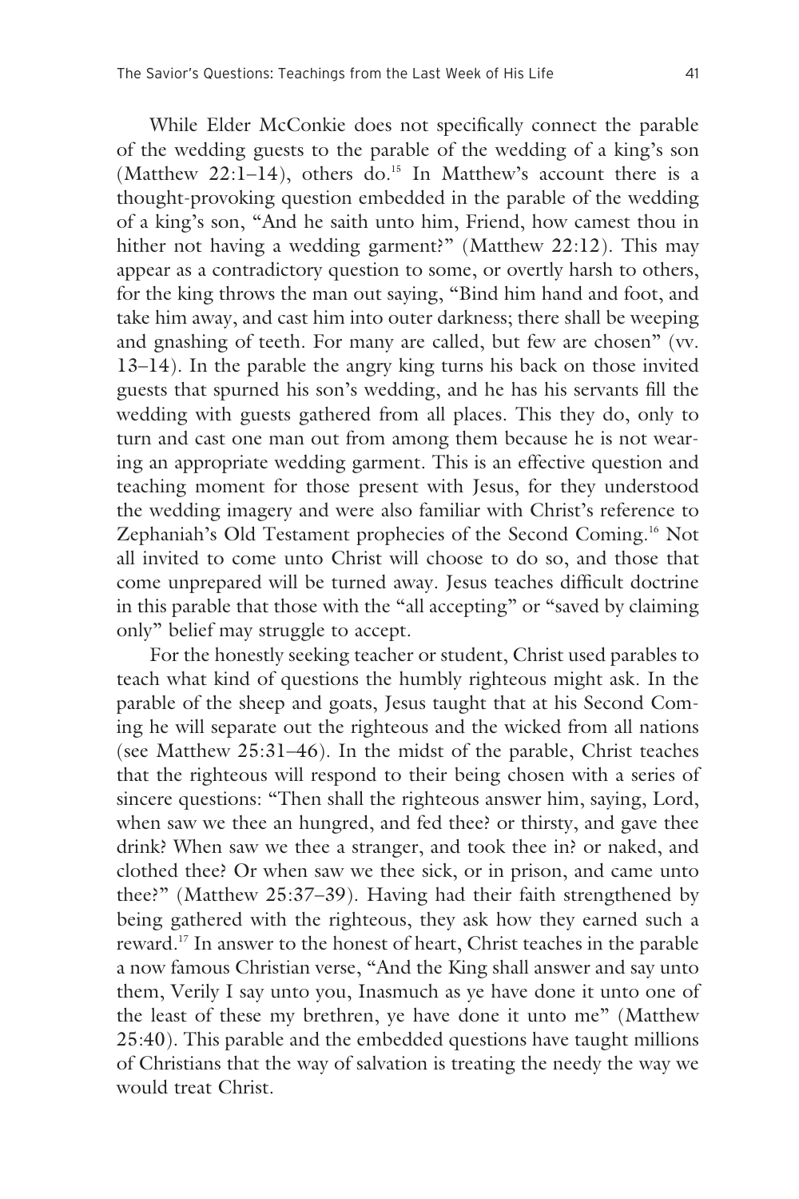While Elder McConkie does not specifically connect the parable of the wedding guests to the parable of the wedding of a king's son (Matthew 22:1–14), others do.[15] In Matthew's account there is a thought-provoking question embedded in the parable of the wedding of a king's son, "And he saith unto him, Friend, how camest thou in hither not having a wedding garment?" (Matthew 22:12). This may appear as a contradictory question to some, or overtly harsh to others, for the king throws the man out saying, "Bind him hand and foot, and take him away, and cast him into outer darkness; there shall be weeping and gnashing of teeth. For many are called, but few are chosen" (vv. 13–14). In the parable the angry king turns his back on those invited guests that spurned his son's wedding, and he has his servants fill the wedding with guests gathered from all places. This they do, only to turn and cast one man out from among them because he is not wearing an appropriate wedding garment. This is an effective question and teaching moment for those present with Jesus, for they understood the wedding imagery and were also familiar with Christ's reference to Zephaniah's Old Testament prophecies of the Second Coming.[16] Not all invited to come unto Christ will choose to do so, and those that come unprepared will be turned away. Jesus teaches difficult doctrine in this parable that those with the "all accepting" or "saved by claiming only" belief may struggle to accept.

For the honestly seeking teacher or student, Christ used parables to teach what kind of questions the humbly righteous might ask. In the parable of the sheep and goats, Jesus taught that at his Second Coming he will separate out the righteous and the wicked from all nations (see Matthew 25:31–46). In the midst of the parable, Christ teaches that the righteous will respond to their being chosen with a series of sincere questions: "Then shall the righteous answer him, saying, Lord, when saw we thee an hungred, and fed thee? or thirsty, and gave thee drink? When saw we thee a stranger, and took thee in? or naked, and clothed thee? Or when saw we thee sick, or in prison, and came unto thee?" (Matthew 25:37–39). Having had their faith strengthened by being gathered with the righteous, they ask how they earned such a reward.[17] In answer to the honest of heart, Christ teaches in the parable a now famous Christian verse, "And the King shall answer and say unto them, Verily I say unto you, Inasmuch as ye have done it unto one of the least of these my brethren, ye have done it unto me" (Matthew 25:40). This parable and the embedded questions have taught millions of Christians that the way of salvation is treating the needy the way we would treat Christ.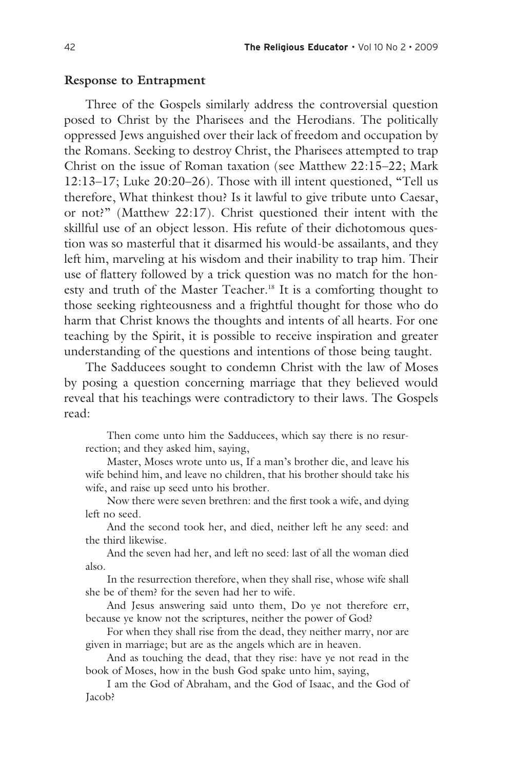## Response to Entrapment

Three of the Gospels similarly address the controversial question posed to Christ by the Pharisees and the Herodians. The politically oppressed Jews anguished over their lack of freedom and occupation by the Romans. Seeking to destroy Christ, the Pharisees attempted to trap Christ on the issue of Roman taxation (see Matthew 22:15–22; Mark 12:13–17; Luke 20:20–26). Those with ill intent questioned, "Tell us therefore, What thinkest thou? Is it lawful to give tribute unto Caesar, or not?" (Matthew 22:17). Christ questioned their intent with the skillful use of an object lesson. His refute of their dichotomous question was so masterful that it disarmed his would-be assailants, and they left him, marveling at his wisdom and their inability to trap him. Their use of flattery followed by a trick question was no match for the honesty and truth of the Master Teacher.[18] It is a comforting thought to those seeking righteousness and a frightful thought for those who do harm that Christ knows the thoughts and intents of all hearts. For one teaching by the Spirit, it is possible to receive inspiration and greater understanding of the questions and intentions of those being taught.

The Sadducees sought to condemn Christ with the law of Moses by posing a question concerning marriage that they believed would reveal that his teachings were contradictory to their laws. The Gospels read:

> Then come unto him the Sadducees, which say there is no resurrection; and they asked him, saying,
>
> Master, Moses wrote unto us, If a man's brother die, and leave his wife behind him, and leave no children, that his brother should take his wife, and raise up seed unto his brother.
>
> Now there were seven brethren: and the first took a wife, and dying left no seed.
>
> And the second took her, and died, neither left he any seed: and the third likewise.
>
> And the seven had her, and left no seed: last of all the woman died also.
>
> In the resurrection therefore, when they shall rise, whose wife shall she be of them? for the seven had her to wife.
>
> And Jesus answering said unto them, Do ye not therefore err, because ye know not the scriptures, neither the power of God?
>
> For when they shall rise from the dead, they neither marry, nor are given in marriage; but are as the angels which are in heaven.
>
> And as touching the dead, that they rise: have ye not read in the book of Moses, how in the bush God spake unto him, saying,
>
> I am the God of Abraham, and the God of Isaac, and the God of Jacob?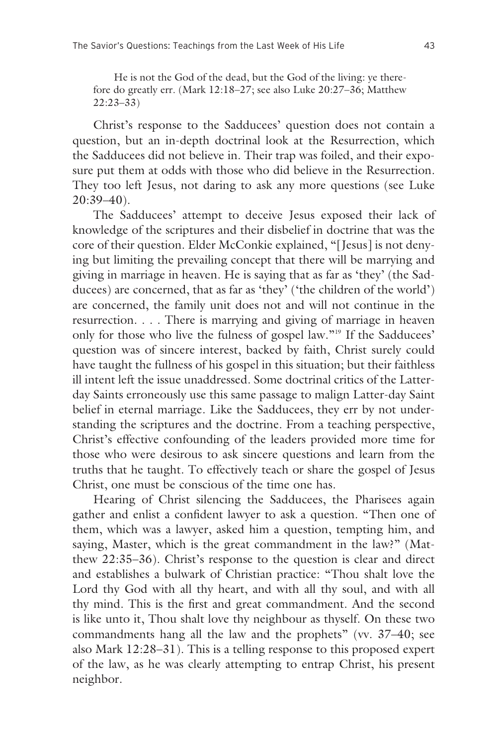He is not the God of the dead, but the God of the living: ye therefore do greatly err. (Mark 12:18–27; see also Luke 20:27–36; Matthew 22:23–33)

Christ's response to the Sadducees' question does not contain a question, but an in-depth doctrinal look at the Resurrection, which the Sadducees did not believe in. Their trap was foiled, and their exposure put them at odds with those who did believe in the Resurrection. They too left Jesus, not daring to ask any more questions (see Luke 20:39–40).

The Sadducees' attempt to deceive Jesus exposed their lack of knowledge of the scriptures and their disbelief in doctrine that was the core of their question. Elder McConkie explained, "[Jesus] is not denying but limiting the prevailing concept that there will be marrying and giving in marriage in heaven. He is saying that as far as 'they' (the Sadducees) are concerned, that as far as 'they' ('the children of the world') are concerned, the family unit does not and will not continue in the resurrection. . . . There is marrying and giving of marriage in heaven only for those who live the fulness of gospel law."[19] If the Sadducees' question was of sincere interest, backed by faith, Christ surely could have taught the fullness of his gospel in this situation; but their faithless ill intent left the issue unaddressed. Some doctrinal critics of the Latter-day Saints erroneously use this same passage to malign Latter-day Saint belief in eternal marriage. Like the Sadducees, they err by not understanding the scriptures and the doctrine. From a teaching perspective, Christ's effective confounding of the leaders provided more time for those who were desirous to ask sincere questions and learn from the truths that he taught. To effectively teach or share the gospel of Jesus Christ, one must be conscious of the time one has.

Hearing of Christ silencing the Sadducees, the Pharisees again gather and enlist a confident lawyer to ask a question. "Then one of them, which was a lawyer, asked him a question, tempting him, and saying, Master, which is the great commandment in the law?" (Matthew 22:35–36). Christ's response to the question is clear and direct and establishes a bulwark of Christian practice: "Thou shalt love the Lord thy God with all thy heart, and with all thy soul, and with all thy mind. This is the first and great commandment. And the second is like unto it, Thou shalt love thy neighbour as thyself. On these two commandments hang all the law and the prophets" (vv. 37–40; see also Mark 12:28–31). This is a telling response to this proposed expert of the law, as he was clearly attempting to entrap Christ, his present neighbor.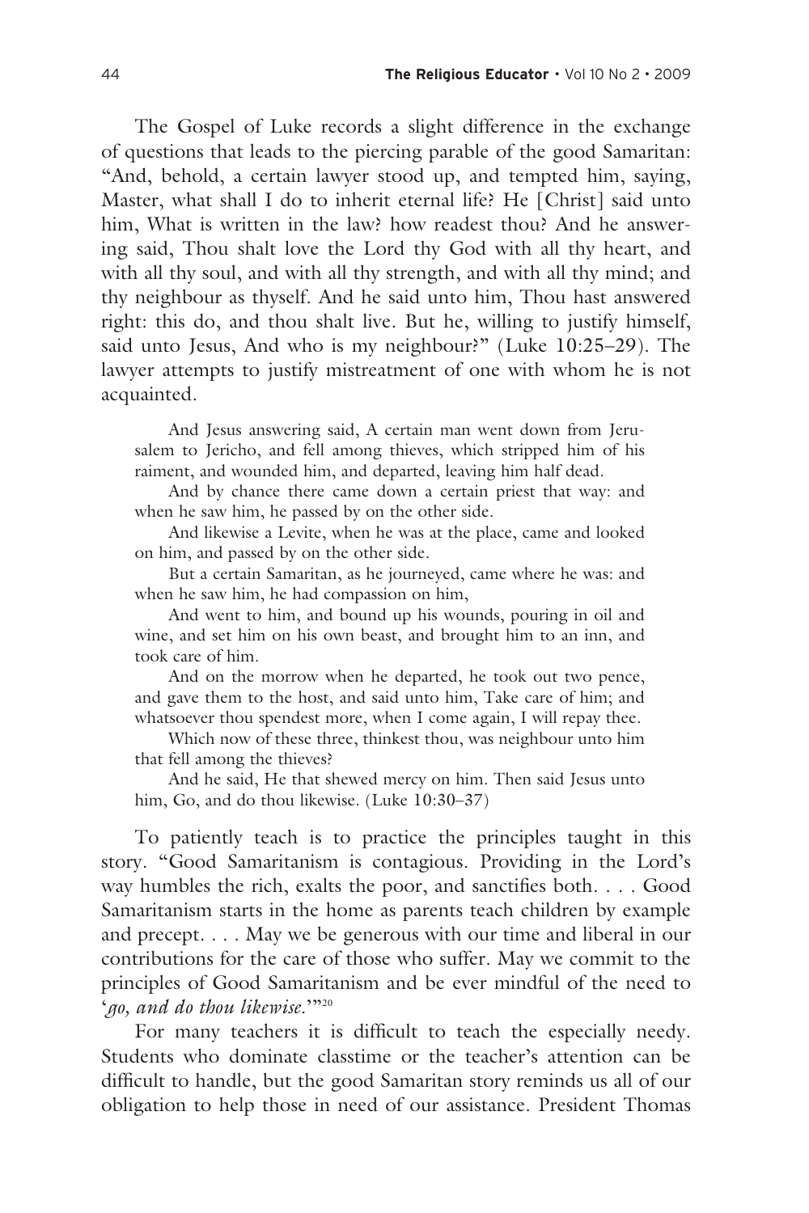The Gospel of Luke records a slight difference in the exchange of questions that leads to the piercing parable of the good Samaritan: "And, behold, a certain lawyer stood up, and tempted him, saying, Master, what shall I do to inherit eternal life? He [Christ] said unto him, What is written in the law? how readest thou? And he answering said, Thou shalt love the Lord thy God with all thy heart, and with all thy soul, and with all thy strength, and with all thy mind; and thy neighbour as thyself. And he said unto him, Thou hast answered right: this do, and thou shalt live. But he, willing to justify himself, said unto Jesus, And who is my neighbour?" (Luke 10:25–29). The lawyer attempts to justify mistreatment of one with whom he is not acquainted.

> And Jesus answering said, A certain man went down from Jerusalem to Jericho, and fell among thieves, which stripped him of his raiment, and wounded him, and departed, leaving him half dead.
>
> And by chance there came down a certain priest that way: and when he saw him, he passed by on the other side.
>
> And likewise a Levite, when he was at the place, came and looked on him, and passed by on the other side.
>
> But a certain Samaritan, as he journeyed, came where he was: and when he saw him, he had compassion on him,
>
> And went to him, and bound up his wounds, pouring in oil and wine, and set him on his own beast, and brought him to an inn, and took care of him.
>
> And on the morrow when he departed, he took out two pence, and gave them to the host, and said unto him, Take care of him; and whatsoever thou spendest more, when I come again, I will repay thee.
>
> Which now of these three, thinkest thou, was neighbour unto him that fell among the thieves?
>
> And he said, He that shewed mercy on him. Then said Jesus unto him, Go, and do thou likewise. (Luke 10:30–37)

To patiently teach is to practice the principles taught in this story. "Good Samaritanism is contagious. Providing in the Lord's way humbles the rich, exalts the poor, and sanctifies both. . . . Good Samaritanism starts in the home as parents teach children by example and precept. . . . May we be generous with our time and liberal in our contributions for the care of those who suffer. May we commit to the principles of Good Samaritanism and be ever mindful of the need to '*go, and do thou likewise*.'"[20]

For many teachers it is difficult to teach the especially needy. Students who dominate classtime or the teacher's attention can be difficult to handle, but the good Samaritan story reminds us all of our obligation to help those in need of our assistance. President Thomas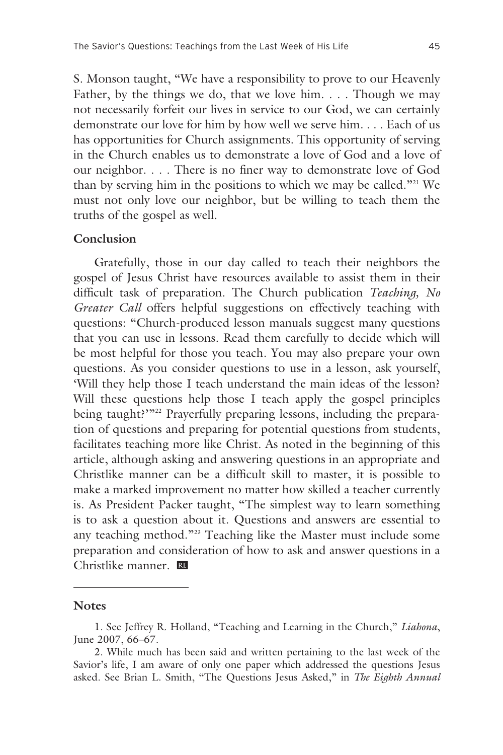S. Monson taught, "We have a responsibility to prove to our Heavenly Father, by the things we do, that we love him. . . . Though we may not necessarily forfeit our lives in service to our God, we can certainly demonstrate our love for him by how well we serve him. . . . Each of us has opportunities for Church assignments. This opportunity of serving in the Church enables us to demonstrate a love of God and a love of our neighbor. . . . There is no finer way to demonstrate love of God than by serving him in the positions to which we may be called."[21] We must not only love our neighbor, but be willing to teach them the truths of the gospel as well.

**Conclusion**

Gratefully, those in our day called to teach their neighbors the gospel of Jesus Christ have resources available to assist them in their difficult task of preparation. The Church publication *Teaching, No Greater Call* offers helpful suggestions on effectively teaching with questions: "Church-produced lesson manuals suggest many questions that you can use in lessons. Read them carefully to decide which will be most helpful for those you teach. You may also prepare your own questions. As you consider questions to use in a lesson, ask yourself, 'Will they help those I teach understand the main ideas of the lesson? Will these questions help those I teach apply the gospel principles being taught?'"[22] Prayerfully preparing lessons, including the preparation of questions and preparing for potential questions from students, facilitates teaching more like Christ. As noted in the beginning of this article, although asking and answering questions in an appropriate and Christlike manner can be a difficult skill to master, it is possible to make a marked improvement no matter how skilled a teacher currently is. As President Packer taught, "The simplest way to learn something is to ask a question about it. Questions and answers are essential to any teaching method."[23] Teaching like the Master must include some preparation and consideration of how to ask and answer questions in a Christlike manner. RE

---

**Notes**

1. See Jeffrey R. Holland, "Teaching and Learning in the Church," *Liahona*, June 2007, 66–67.

2. While much has been said and written pertaining to the last week of the Savior's life, I am aware of only one paper which addressed the questions Jesus asked. See Brian L. Smith, "The Questions Jesus Asked," in *The Eighth Annual*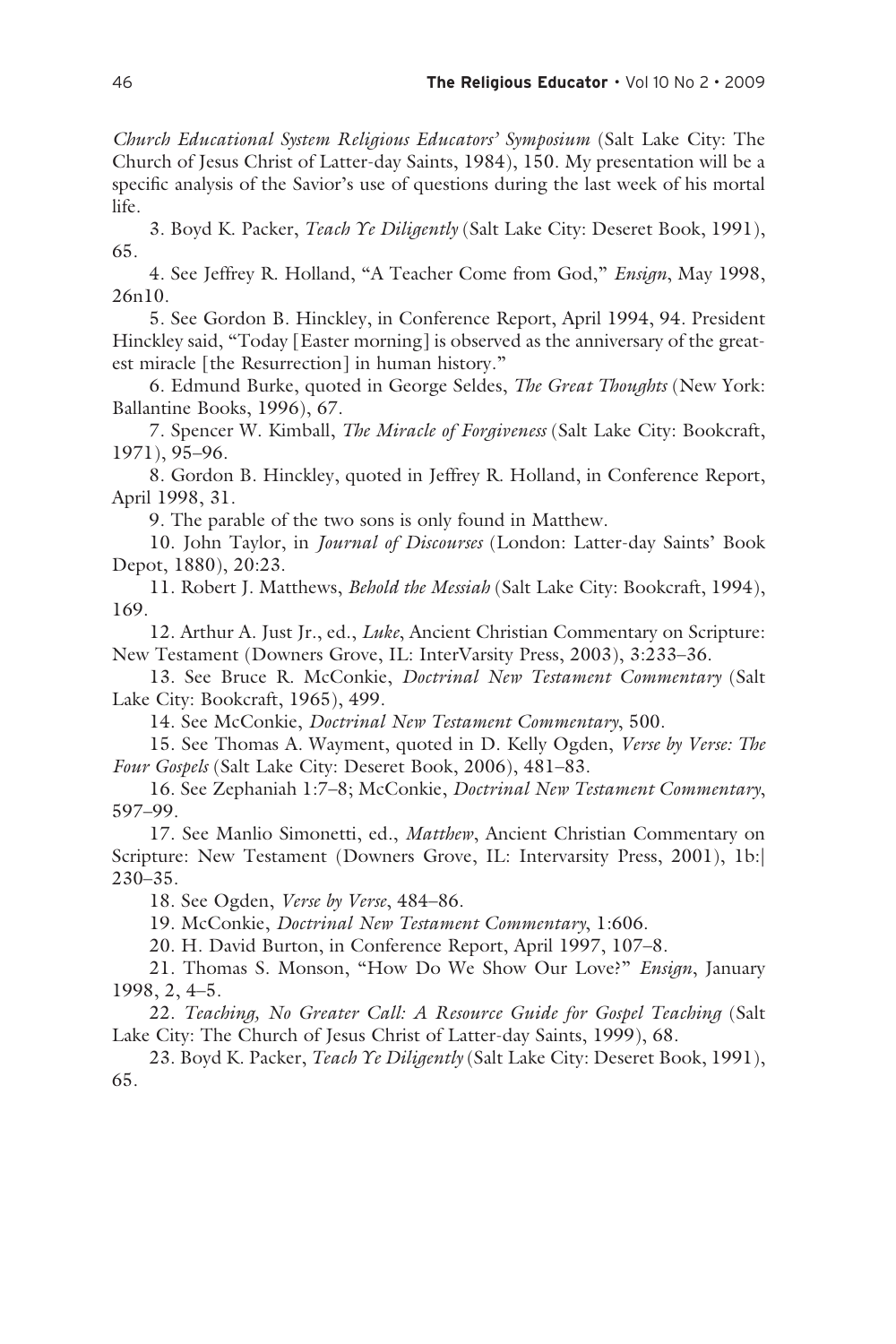*Church Educational System Religious Educators' Symposium* (Salt Lake City: The Church of Jesus Christ of Latter-day Saints, 1984), 150. My presentation will be a specific analysis of the Savior's use of questions during the last week of his mortal life.

3. Boyd K. Packer, *Teach Ye Diligently* (Salt Lake City: Deseret Book, 1991), 65.

4. See Jeffrey R. Holland, "A Teacher Come from God," *Ensign*, May 1998, 26n10.

5. See Gordon B. Hinckley, in Conference Report, April 1994, 94. President Hinckley said, "Today [Easter morning] is observed as the anniversary of the greatest miracle [the Resurrection] in human history."

6. Edmund Burke, quoted in George Seldes, *The Great Thoughts* (New York: Ballantine Books, 1996), 67.

7. Spencer W. Kimball, *The Miracle of Forgiveness* (Salt Lake City: Bookcraft, 1971), 95–96.

8. Gordon B. Hinckley, quoted in Jeffrey R. Holland, in Conference Report, April 1998, 31.

9. The parable of the two sons is only found in Matthew.

10. John Taylor, in *Journal of Discourses* (London: Latter-day Saints' Book Depot, 1880), 20:23.

11. Robert J. Matthews, *Behold the Messiah* (Salt Lake City: Bookcraft, 1994), 169.

12. Arthur A. Just Jr., ed., *Luke*, Ancient Christian Commentary on Scripture: New Testament (Downers Grove, IL: InterVarsity Press, 2003), 3:233–36.

13. See Bruce R. McConkie, *Doctrinal New Testament Commentary* (Salt Lake City: Bookcraft, 1965), 499.

14. See McConkie, *Doctrinal New Testament Commentary*, 500.

15. See Thomas A. Wayment, quoted in D. Kelly Ogden, *Verse by Verse: The Four Gospels* (Salt Lake City: Deseret Book, 2006), 481–83.

16. See Zephaniah 1:7–8; McConkie, *Doctrinal New Testament Commentary*, 597–99.

17. See Manlio Simonetti, ed., *Matthew*, Ancient Christian Commentary on Scripture: New Testament (Downers Grove, IL: Intervarsity Press, 2001), 1b:| 230–35.

18. See Ogden, *Verse by Verse*, 484–86.

19. McConkie, *Doctrinal New Testament Commentary*, 1:606.

20. H. David Burton, in Conference Report, April 1997, 107–8.

21. Thomas S. Monson, "How Do We Show Our Love?" *Ensign*, January 1998, 2, 4–5.

22. *Teaching, No Greater Call: A Resource Guide for Gospel Teaching* (Salt Lake City: The Church of Jesus Christ of Latter-day Saints, 1999), 68.

23. Boyd K. Packer, *Teach Ye Diligently* (Salt Lake City: Deseret Book, 1991), 65.